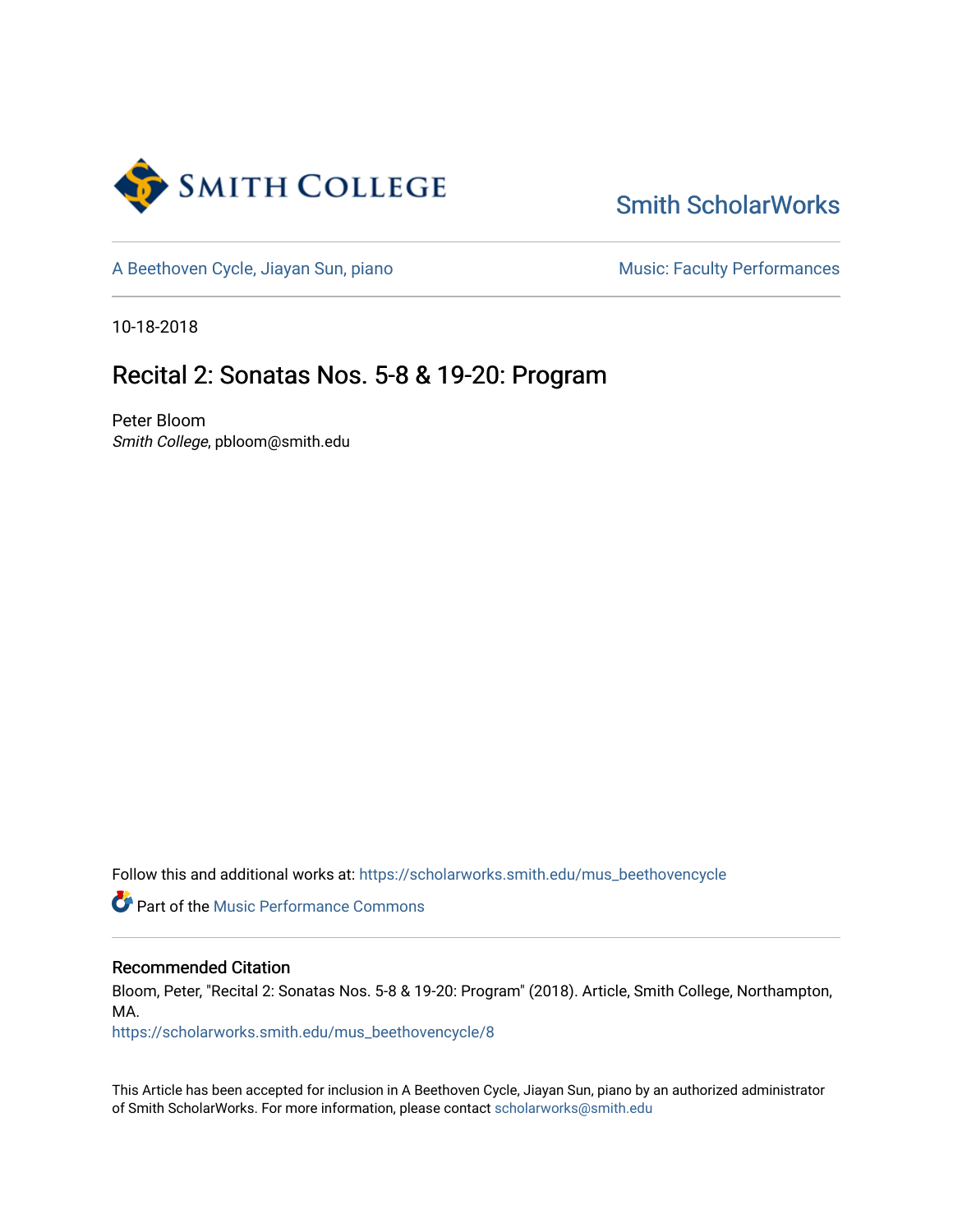SMITH COLLEGE

Smith ScholarWorks

A Beethoven Cycle, Jiayan Sun, piano

Music: Faculty Performances

10-18-2018

# Recital 2: Sonatas Nos. 5-8 & 19-20: Program

Peter Bloom
*Smith College*, pbloom@smith.edu

Follow this and additional works at: https://scholarworks.smith.edu/mus_beethovencycle

Part of the Music Performance Commons

### Recommended Citation

Bloom, Peter, "Recital 2: Sonatas Nos. 5-8 & 19-20: Program" (2018). Article, Smith College, Northampton, MA.
https://scholarworks.smith.edu/mus_beethovencycle/8

This Article has been accepted for inclusion in A Beethoven Cycle, Jiayan Sun, piano by an authorized administrator of Smith ScholarWorks. For more information, please contact scholarworks@smith.edu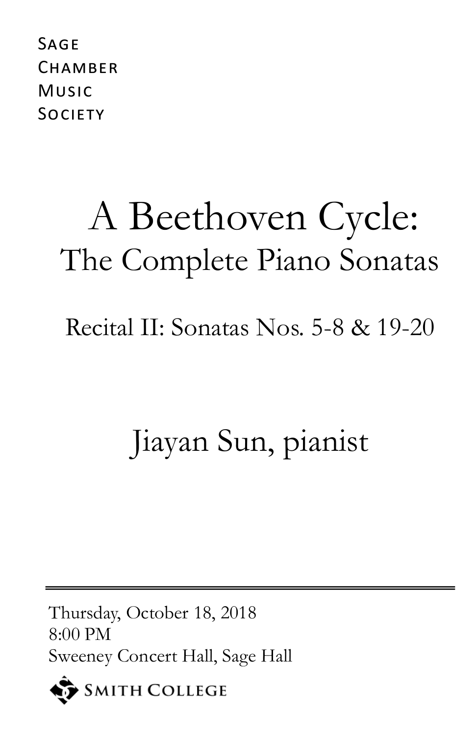Sage
Chamber
Music
Society

# A Beethoven Cycle:
## The Complete Piano Sonatas

### Recital II: Sonatas Nos. 5-8 & 19-20

## Jiayan Sun, pianist

---

Thursday, October 18, 2018
8:00 PM
Sweeney Concert Hall, Sage Hall

Smith College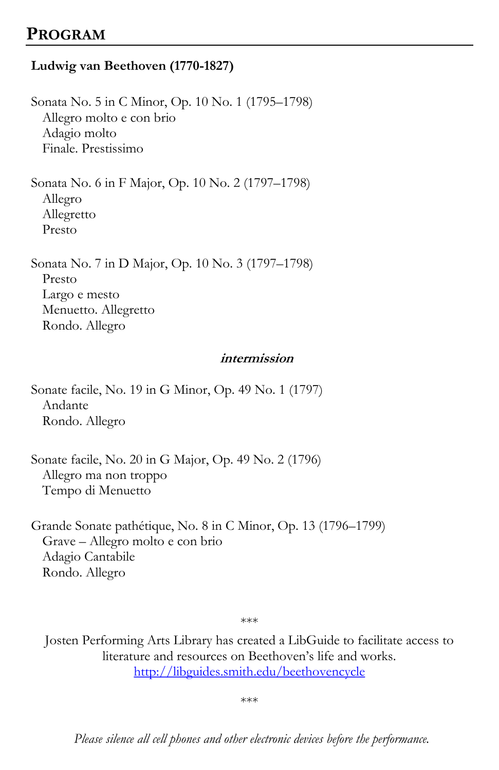## PROGRAM

**Ludwig van Beethoven (1770-1827)**

Sonata No. 5 in C Minor, Op. 10 No. 1 (1795–1798)
Allegro molto e con brio
Adagio molto
Finale. Prestissimo

Sonata No. 6 in F Major, Op. 10 No. 2 (1797–1798)
Allegro
Allegretto
Presto

Sonata No. 7 in D Major, Op. 10 No. 3 (1797–1798)
Presto
Largo e mesto
Menuetto. Allegretto
Rondo. Allegro

***intermission***

Sonate facile, No. 19 in G Minor, Op. 49 No. 1 (1797)
Andante
Rondo. Allegro

Sonate facile, No. 20 in G Major, Op. 49 No. 2 (1796)
Allegro ma non troppo
Tempo di Menuetto

Grande Sonate pathétique, No. 8 in C Minor, Op. 13 (1796–1799)
Grave – Allegro molto e con brio
Adagio Cantabile
Rondo. Allegro

***

Josten Performing Arts Library has created a LibGuide to facilitate access to literature and resources on Beethoven's life and works.
http://libguides.smith.edu/beethovencycle

***

*Please silence all cell phones and other electronic devices before the performance.*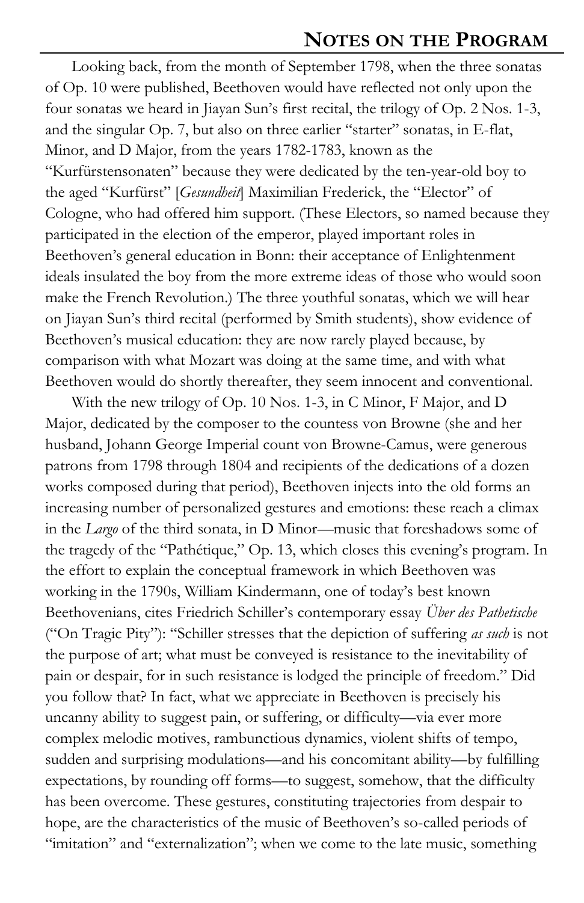Looking back, from the month of September 1798, when the three sonatas of Op. 10 were published, Beethoven would have reflected not only upon the four sonatas we heard in Jiayan Sun's first recital, the trilogy of Op. 2 Nos. 1-3, and the singular Op. 7, but also on three earlier "starter" sonatas, in E-flat, Minor, and D Major, from the years 1782-1783, known as the "Kurfürstensonaten" because they were dedicated by the ten-year-old boy to the aged "Kurfürst" [*Gesundheit*] Maximilian Frederick, the "Elector" of Cologne, who had offered him support. (These Electors, so named because they participated in the election of the emperor, played important roles in Beethoven's general education in Bonn: their acceptance of Enlightenment ideals insulated the boy from the more extreme ideas of those who would soon make the French Revolution.) The three youthful sonatas, which we will hear on Jiayan Sun's third recital (performed by Smith students), show evidence of Beethoven's musical education: they are now rarely played because, by comparison with what Mozart was doing at the same time, and with what Beethoven would do shortly thereafter, they seem innocent and conventional.

With the new trilogy of Op. 10 Nos. 1-3, in C Minor, F Major, and D Major, dedicated by the composer to the countess von Browne (she and her husband, Johann George Imperial count von Browne-Camus, were generous patrons from 1798 through 1804 and recipients of the dedications of a dozen works composed during that period), Beethoven injects into the old forms an increasing number of personalized gestures and emotions: these reach a climax in the *Largo* of the third sonata, in D Minor—music that foreshadows some of the tragedy of the "Pathétique," Op. 13, which closes this evening's program. In the effort to explain the conceptual framework in which Beethoven was working in the 1790s, William Kindermann, one of today's best known Beethovenians, cites Friedrich Schiller's contemporary essay *Über des Pathetische* ("On Tragic Pity"): "Schiller stresses that the depiction of suffering *as such* is not the purpose of art; what must be conveyed is resistance to the inevitability of pain or despair, for in such resistance is lodged the principle of freedom." Did you follow that? In fact, what we appreciate in Beethoven is precisely his uncanny ability to suggest pain, or suffering, or difficulty—via ever more complex melodic motives, rambunctious dynamics, violent shifts of tempo, sudden and surprising modulations—and his concomitant ability—by fulfilling expectations, by rounding off forms—to suggest, somehow, that the difficulty has been overcome. These gestures, constituting trajectories from despair to hope, are the characteristics of the music of Beethoven's so-called periods of "imitation" and "externalization"; when we come to the late music, something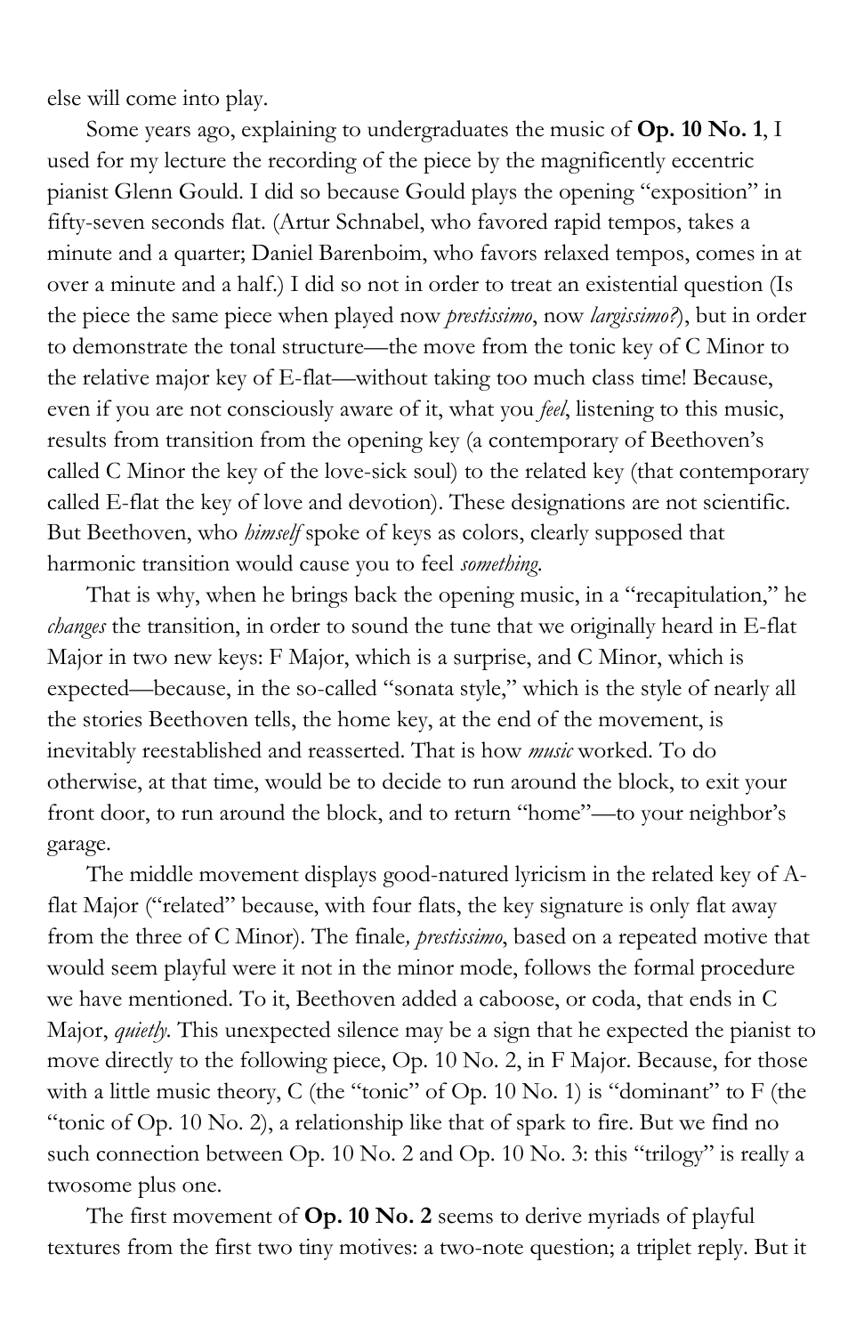else will come into play.

Some years ago, explaining to undergraduates the music of **Op. 10 No. 1**, I used for my lecture the recording of the piece by the magnificently eccentric pianist Glenn Gould. I did so because Gould plays the opening "exposition" in fifty-seven seconds flat. (Artur Schnabel, who favored rapid tempos, takes a minute and a quarter; Daniel Barenboim, who favors relaxed tempos, comes in at over a minute and a half.) I did so not in order to treat an existential question (Is the piece the same piece when played now *prestissimo*, now *largissimo?*), but in order to demonstrate the tonal structure—the move from the tonic key of C Minor to the relative major key of E-flat—without taking too much class time! Because, even if you are not consciously aware of it, what you *feel*, listening to this music, results from transition from the opening key (a contemporary of Beethoven's called C Minor the key of the love-sick soul) to the related key (that contemporary called E-flat the key of love and devotion). These designations are not scientific. But Beethoven, who *himself* spoke of keys as colors, clearly supposed that harmonic transition would cause you to feel *something*.

That is why, when he brings back the opening music, in a "recapitulation," he *changes* the transition, in order to sound the tune that we originally heard in E-flat Major in two new keys: F Major, which is a surprise, and C Minor, which is expected—because, in the so-called "sonata style," which is the style of nearly all the stories Beethoven tells, the home key, at the end of the movement, is inevitably reestablished and reasserted. That is how *music* worked. To do otherwise, at that time, would be to decide to run around the block, to exit your front door, to run around the block, and to return "home"—to your neighbor's garage.

The middle movement displays good-natured lyricism in the related key of A-flat Major ("related" because, with four flats, the key signature is only flat away from the three of C Minor). The finale*, prestissimo*, based on a repeated motive that would seem playful were it not in the minor mode, follows the formal procedure we have mentioned. To it, Beethoven added a caboose, or coda, that ends in C Major, *quietly*. This unexpected silence may be a sign that he expected the pianist to move directly to the following piece, Op. 10 No. 2, in F Major. Because, for those with a little music theory, C (the "tonic" of Op. 10 No. 1) is "dominant" to F (the "tonic of Op. 10 No. 2), a relationship like that of spark to fire. But we find no such connection between Op. 10 No. 2 and Op. 10 No. 3: this "trilogy" is really a twosome plus one.

The first movement of **Op. 10 No. 2** seems to derive myriads of playful textures from the first two tiny motives: a two-note question; a triplet reply. But it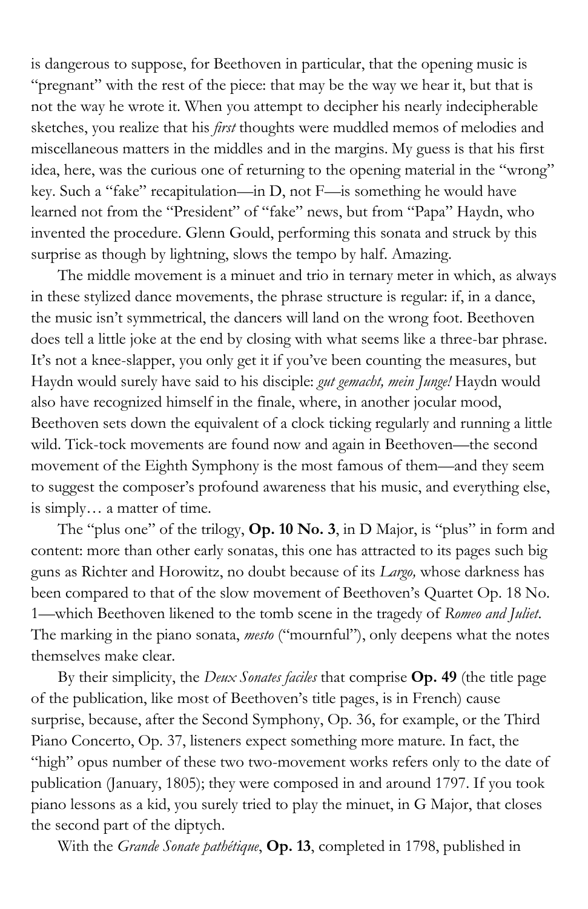is dangerous to suppose, for Beethoven in particular, that the opening music is "pregnant" with the rest of the piece: that may be the way we hear it, but that is not the way he wrote it. When you attempt to decipher his nearly indecipherable sketches, you realize that his *first* thoughts were muddled memos of melodies and miscellaneous matters in the middles and in the margins. My guess is that his first idea, here, was the curious one of returning to the opening material in the "wrong" key. Such a "fake" recapitulation—in D, not F—is something he would have learned not from the "President" of "fake" news, but from "Papa" Haydn, who invented the procedure. Glenn Gould, performing this sonata and struck by this surprise as though by lightning, slows the tempo by half. Amazing.

The middle movement is a minuet and trio in ternary meter in which, as always in these stylized dance movements, the phrase structure is regular: if, in a dance, the music isn't symmetrical, the dancers will land on the wrong foot. Beethoven does tell a little joke at the end by closing with what seems like a three-bar phrase. It's not a knee-slapper, you only get it if you've been counting the measures, but Haydn would surely have said to his disciple: *gut gemacht, mein Junge!* Haydn would also have recognized himself in the finale, where, in another jocular mood, Beethoven sets down the equivalent of a clock ticking regularly and running a little wild. Tick-tock movements are found now and again in Beethoven—the second movement of the Eighth Symphony is the most famous of them—and they seem to suggest the composer's profound awareness that his music, and everything else, is simply… a matter of time.

The "plus one" of the trilogy, **Op. 10 No. 3**, in D Major, is "plus" in form and content: more than other early sonatas, this one has attracted to its pages such big guns as Richter and Horowitz, no doubt because of its *Largo,* whose darkness has been compared to that of the slow movement of Beethoven's Quartet Op. 18 No. 1—which Beethoven likened to the tomb scene in the tragedy of *Romeo and Juliet*. The marking in the piano sonata, *mesto* ("mournful"), only deepens what the notes themselves make clear.

By their simplicity, the *Deux Sonates faciles* that comprise **Op. 49** (the title page of the publication, like most of Beethoven's title pages, is in French) cause surprise, because, after the Second Symphony, Op. 36, for example, or the Third Piano Concerto, Op. 37, listeners expect something more mature. In fact, the "high" opus number of these two two-movement works refers only to the date of publication (January, 1805); they were composed in and around 1797. If you took piano lessons as a kid, you surely tried to play the minuet, in G Major, that closes the second part of the diptych.

With the *Grande Sonate pathétique*, **Op. 13**, completed in 1798, published in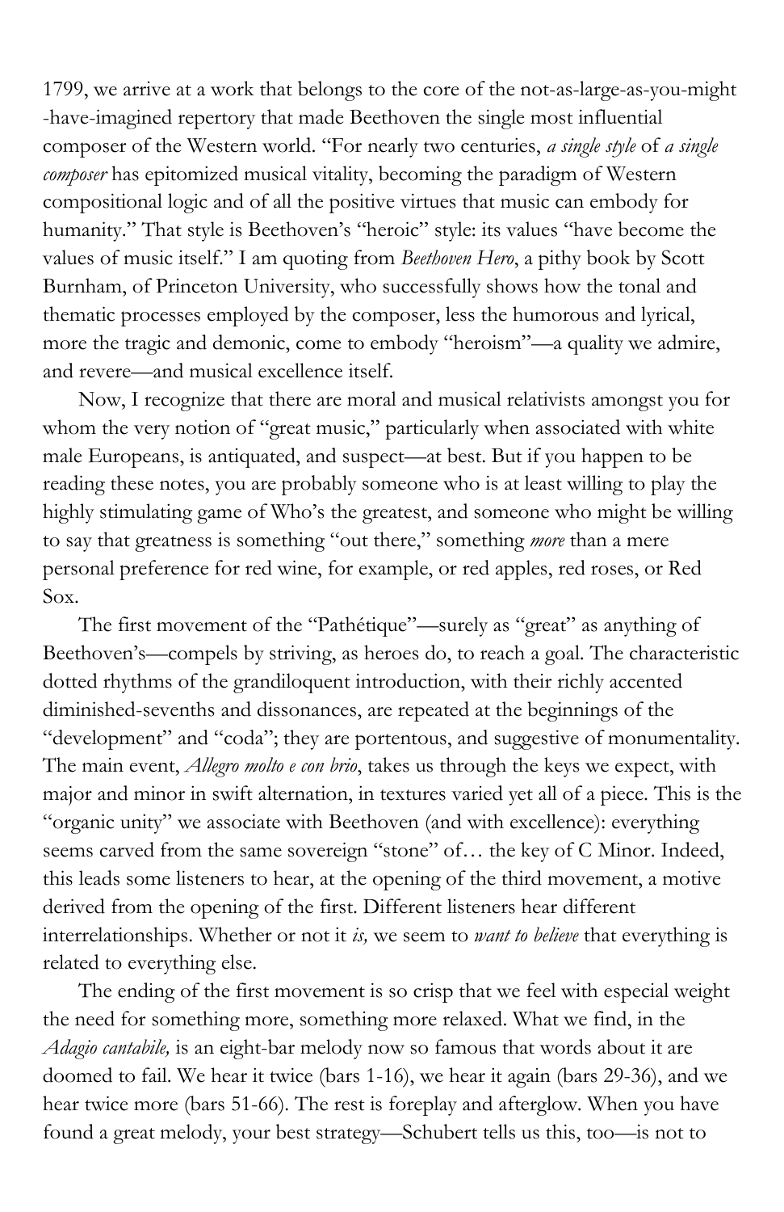1799, we arrive at a work that belongs to the core of the not-as-large-as-you-might-have-imagined repertory that made Beethoven the single most influential composer of the Western world. "For nearly two centuries, *a single style* of *a single composer* has epitomized musical vitality, becoming the paradigm of Western compositional logic and of all the positive virtues that music can embody for humanity." That style is Beethoven's "heroic" style: its values "have become the values of music itself." I am quoting from *Beethoven Hero*, a pithy book by Scott Burnham, of Princeton University, who successfully shows how the tonal and thematic processes employed by the composer, less the humorous and lyrical, more the tragic and demonic, come to embody "heroism"—a quality we admire, and revere—and musical excellence itself.

Now, I recognize that there are moral and musical relativists amongst you for whom the very notion of "great music," particularly when associated with white male Europeans, is antiquated, and suspect—at best. But if you happen to be reading these notes, you are probably someone who is at least willing to play the highly stimulating game of Who's the greatest, and someone who might be willing to say that greatness is something "out there," something *more* than a mere personal preference for red wine, for example, or red apples, red roses, or Red Sox.

The first movement of the "Pathétique"—surely as "great" as anything of Beethoven's—compels by striving, as heroes do, to reach a goal. The characteristic dotted rhythms of the grandiloquent introduction, with their richly accented diminished-sevenths and dissonances, are repeated at the beginnings of the "development" and "coda"; they are portentous, and suggestive of monumentality. The main event, *Allegro molto e con brio*, takes us through the keys we expect, with major and minor in swift alternation, in textures varied yet all of a piece. This is the "organic unity" we associate with Beethoven (and with excellence): everything seems carved from the same sovereign "stone" of… the key of C Minor. Indeed, this leads some listeners to hear, at the opening of the third movement, a motive derived from the opening of the first. Different listeners hear different interrelationships. Whether or not it *is,* we seem to *want to believe* that everything is related to everything else.

The ending of the first movement is so crisp that we feel with especial weight the need for something more, something more relaxed. What we find, in the *Adagio cantabile,* is an eight-bar melody now so famous that words about it are doomed to fail. We hear it twice (bars 1-16), we hear it again (bars 29-36), and we hear twice more (bars 51-66). The rest is foreplay and afterglow. When you have found a great melody, your best strategy—Schubert tells us this, too—is not to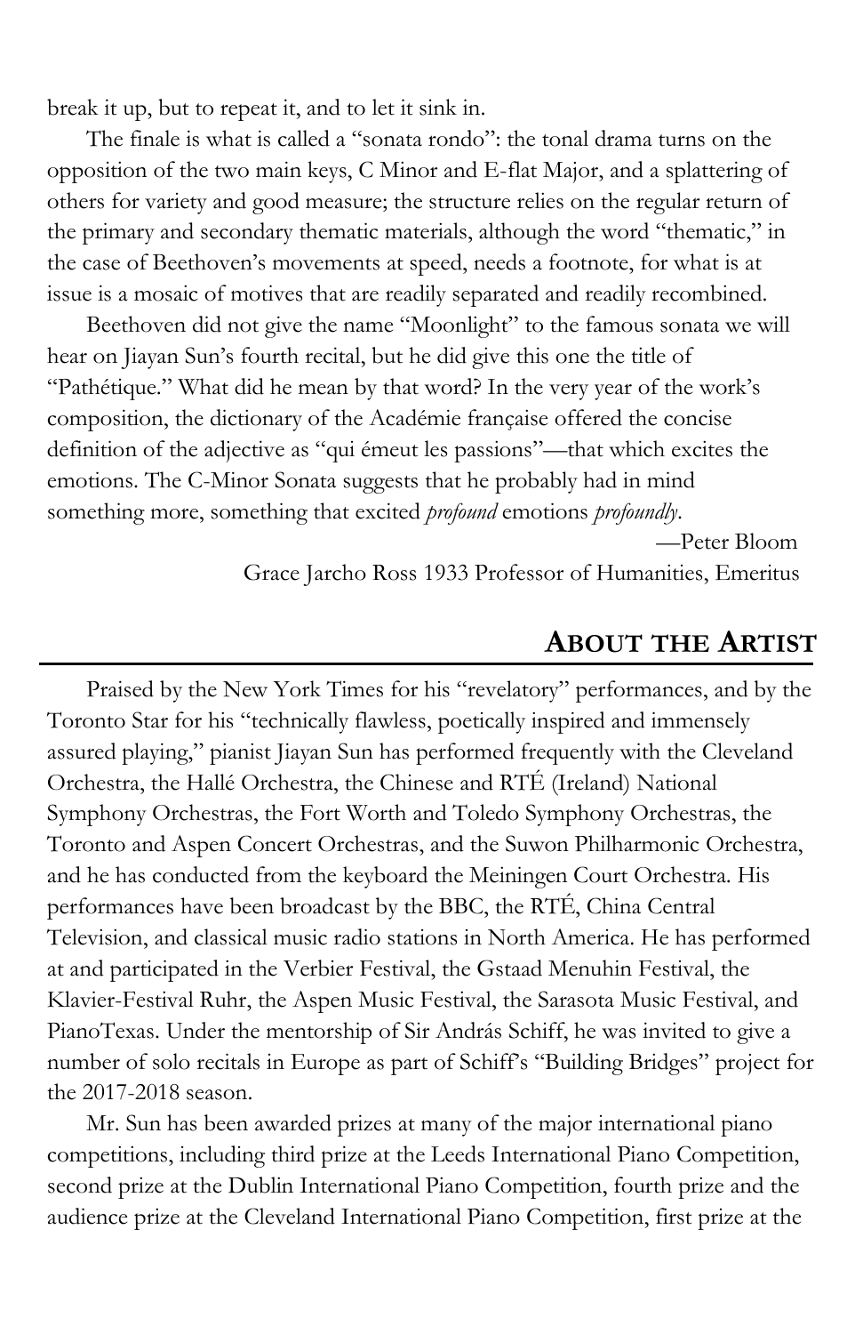break it up, but to repeat it, and to let it sink in.

The finale is what is called a "sonata rondo": the tonal drama turns on the opposition of the two main keys, C Minor and E-flat Major, and a splattering of others for variety and good measure; the structure relies on the regular return of the primary and secondary thematic materials, although the word "thematic," in the case of Beethoven's movements at speed, needs a footnote, for what is at issue is a mosaic of motives that are readily separated and readily recombined.

Beethoven did not give the name "Moonlight" to the famous sonata we will hear on Jiayan Sun's fourth recital, but he did give this one the title of "Pathétique." What did he mean by that word? In the very year of the work's composition, the dictionary of the Académie française offered the concise definition of the adjective as "qui émeut les passions"—that which excites the emotions. The C-Minor Sonata suggests that he probably had in mind something more, something that excited *profound* emotions *profoundly*.

—Peter Bloom
Grace Jarcho Ross 1933 Professor of Humanities, Emeritus

## About the Artist

Praised by the New York Times for his "revelatory" performances, and by the Toronto Star for his "technically flawless, poetically inspired and immensely assured playing," pianist Jiayan Sun has performed frequently with the Cleveland Orchestra, the Hallé Orchestra, the Chinese and RTÉ (Ireland) National Symphony Orchestras, the Fort Worth and Toledo Symphony Orchestras, the Toronto and Aspen Concert Orchestras, and the Suwon Philharmonic Orchestra, and he has conducted from the keyboard the Meiningen Court Orchestra. His performances have been broadcast by the BBC, the RTÉ, China Central Television, and classical music radio stations in North America. He has performed at and participated in the Verbier Festival, the Gstaad Menuhin Festival, the Klavier-Festival Ruhr, the Aspen Music Festival, the Sarasota Music Festival, and PianoTexas. Under the mentorship of Sir András Schiff, he was invited to give a number of solo recitals in Europe as part of Schiff's "Building Bridges" project for the 2017-2018 season.

Mr. Sun has been awarded prizes at many of the major international piano competitions, including third prize at the Leeds International Piano Competition, second prize at the Dublin International Piano Competition, fourth prize and the audience prize at the Cleveland International Piano Competition, first prize at the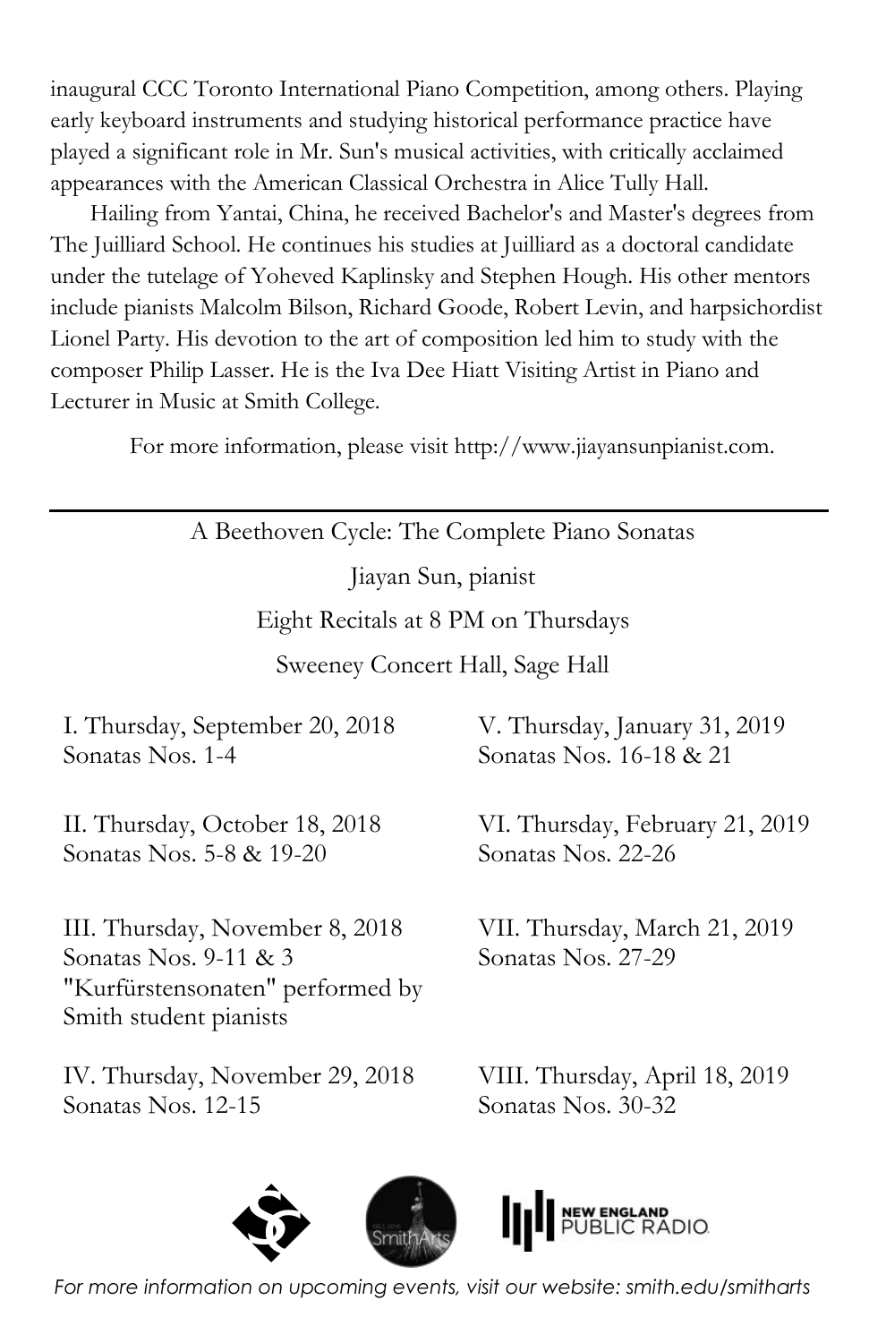inaugural CCC Toronto International Piano Competition, among others. Playing early keyboard instruments and studying historical performance practice have played a significant role in Mr. Sun's musical activities, with critically acclaimed appearances with the American Classical Orchestra in Alice Tully Hall.

Hailing from Yantai, China, he received Bachelor's and Master's degrees from The Juilliard School. He continues his studies at Juilliard as a doctoral candidate under the tutelage of Yoheved Kaplinsky and Stephen Hough. His other mentors include pianists Malcolm Bilson, Richard Goode, Robert Levin, and harpsichordist Lionel Party. His devotion to the art of composition led him to study with the composer Philip Lasser. He is the Iva Dee Hiatt Visiting Artist in Piano and Lecturer in Music at Smith College.

For more information, please visit http://www.jiayansunpianist.com.

---

A Beethoven Cycle: The Complete Piano Sonatas

Jiayan Sun, pianist

Eight Recitals at 8 PM on Thursdays

Sweeney Concert Hall, Sage Hall

I. Thursday, September 20, 2018
Sonatas Nos. 1-4

II. Thursday, October 18, 2018
Sonatas Nos. 5-8 & 19-20

III. Thursday, November 8, 2018
Sonatas Nos. 9-11 & 3 "Kurfürstensonaten" performed by Smith student pianists

IV. Thursday, November 29, 2018
Sonatas Nos. 12-15

V. Thursday, January 31, 2019
Sonatas Nos. 16-18 & 21

VI. Thursday, February 21, 2019
Sonatas Nos. 22-26

VII. Thursday, March 21, 2019
Sonatas Nos. 27-29

VIII. Thursday, April 18, 2019
Sonatas Nos. 30-32

NEW ENGLAND PUBLIC RADIO

*For more information on upcoming events, visit our website: smith.edu/smitharts*